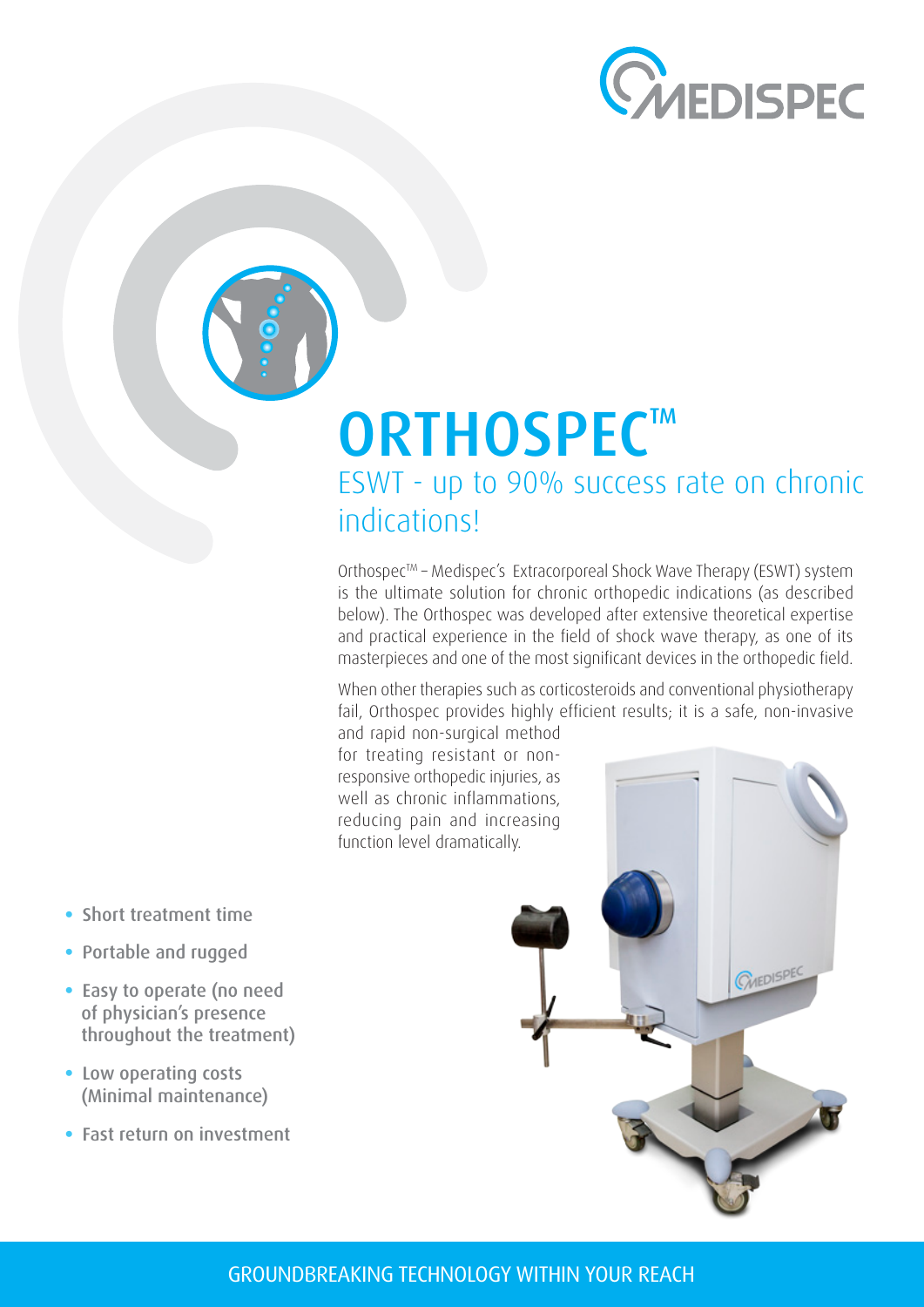MEDISPEC

# ORTHOSPEC™

## ESWT - up to 90% success rate on chronic indications!

Orthospec™ – Medispec's Extracorporeal Shock Wave Therapy (ESWT) system is the ultimate solution for chronic orthopedic indications (as described below). The Orthospec was developed after extensive theoretical expertise and practical experience in the field of shock wave therapy, as one of its masterpieces and one of the most significant devices in the orthopedic field.

When other therapies such as corticosteroids and conventional physiotherapy fail, Orthospec provides highly efficient results; it is a safe, non-invasive and rapid non-surgical method for treating resistant or non-responsive orthopedic injuries, as well as chronic inflammations, reducing pain and increasing function level dramatically.

- Short treatment time
- Portable and rugged
- Easy to operate (no need of physician's presence throughout the treatment)
- Low operating costs (Minimal maintenance)
- Fast return on investment

GROUNDBREAKING TECHNOLOGY WITHIN YOUR REACH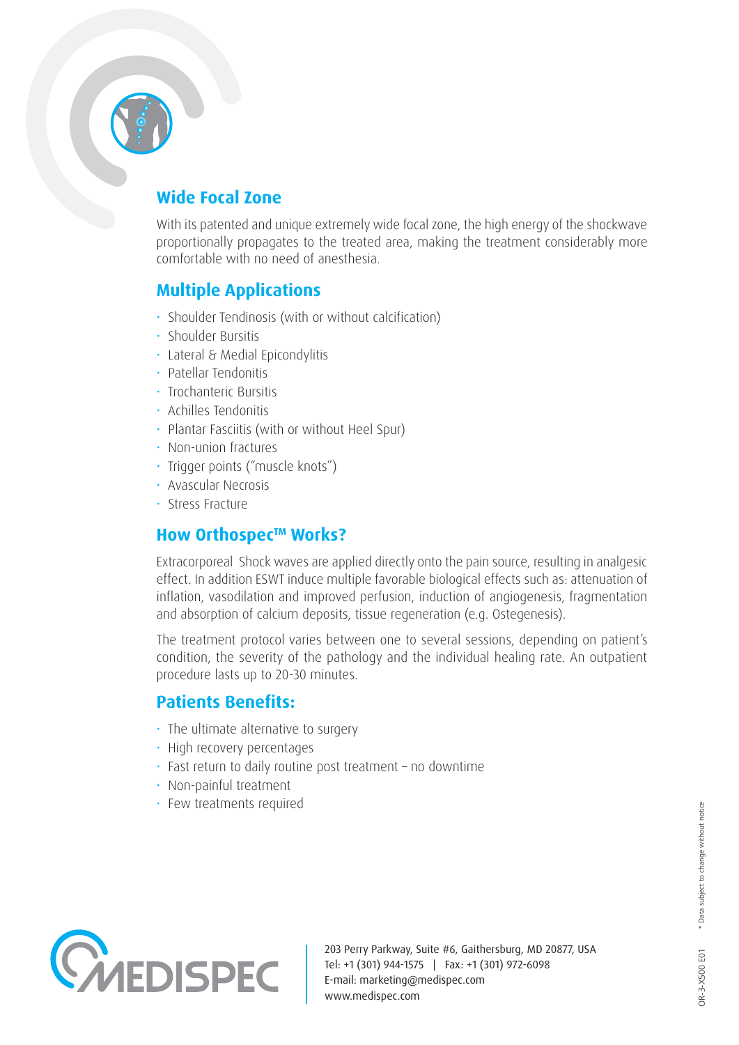## Wide Focal Zone

With its patented and unique extremely wide focal zone, the high energy of the shockwave proportionally propagates to the treated area, making the treatment considerably more comfortable with no need of anesthesia.

## Multiple Applications

- Shoulder Tendinosis (with or without calcification)
- Shoulder Bursitis
- Lateral & Medial Epicondylitis
- Patellar Tendonitis
- Trochanteric Bursitis
- Achilles Tendonitis
- Plantar Fasciitis (with or without Heel Spur)
- Non-union fractures
- Trigger points ("muscle knots")
- Avascular Necrosis
- Stress Fracture

## How Orthospec™ Works?

Extracorporeal Shock waves are applied directly onto the pain source, resulting in analgesic effect. In addition ESWT induce multiple favorable biological effects such as: attenuation of inflation, vasodilation and improved perfusion, induction of angiogenesis, fragmentation and absorption of calcium deposits, tissue regeneration (e.g. Ostegenesis).

The treatment protocol varies between one to several sessions, depending on patient's condition, the severity of the pathology and the individual healing rate. An outpatient procedure lasts up to 20-30 minutes.

## Patients Benefits:

- The ultimate alternative to surgery
- High recovery percentages
- Fast return to daily routine post treatment – no downtime
- Non-painful treatment
- Few treatments required

MEDISPEC

203 Perry Parkway, Suite #6, Gaithersburg, MD 20877, USA
Tel: +1 (301) 944-1575 | Fax: +1 (301) 972-6098
E-mail: marketing@medispec.com
www.medispec.com

OR-3-X500 E01 * Data subject to change without notice